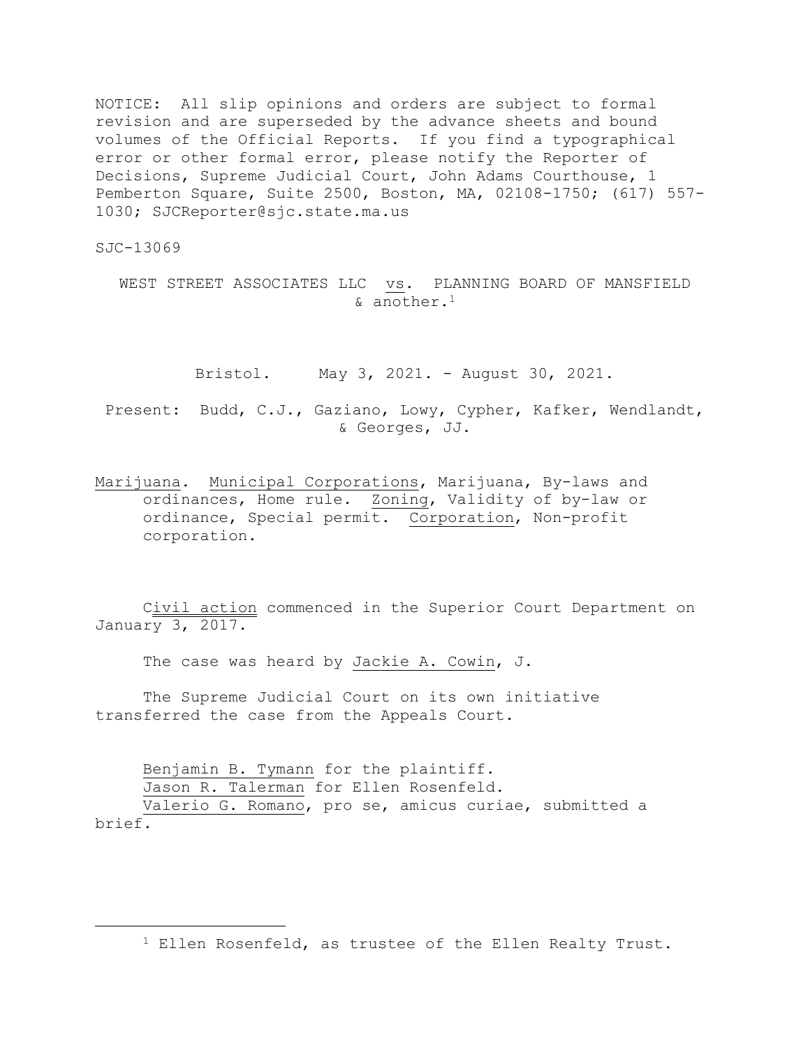NOTICE: All slip opinions and orders are subject to formal revision and are superseded by the advance sheets and bound volumes of the Official Reports. If you find a typographical error or other formal error, please notify the Reporter of Decisions, Supreme Judicial Court, John Adams Courthouse, 1 Pemberton Square, Suite 2500, Boston, MA, 02108-1750; (617) 557-1030; SJCReporter@sjc.state.ma.us

SJC-13069

WEST STREET ASSOCIATES LLC vs. PLANNING BOARD OF MANSFIELD & another.[1]

Bristol. May 3, 2021. - August 30, 2021.

Present: Budd, C.J., Gaziano, Lowy, Cypher, Kafker, Wendlandt, & Georges, JJ.

Marijuana. Municipal Corporations, Marijuana, By-laws and ordinances, Home rule. Zoning, Validity of by-law or ordinance, Special permit. Corporation, Non-profit corporation.

Civil action commenced in the Superior Court Department on January 3, 2017.

The case was heard by Jackie A. Cowin, J.

The Supreme Judicial Court on its own initiative transferred the case from the Appeals Court.

Benjamin B. Tymann for the plaintiff.
Jason R. Talerman for Ellen Rosenfeld.
Valerio G. Romano, pro se, amicus curiae, submitted a brief.

---

[1] Ellen Rosenfeld, as trustee of the Ellen Realty Trust.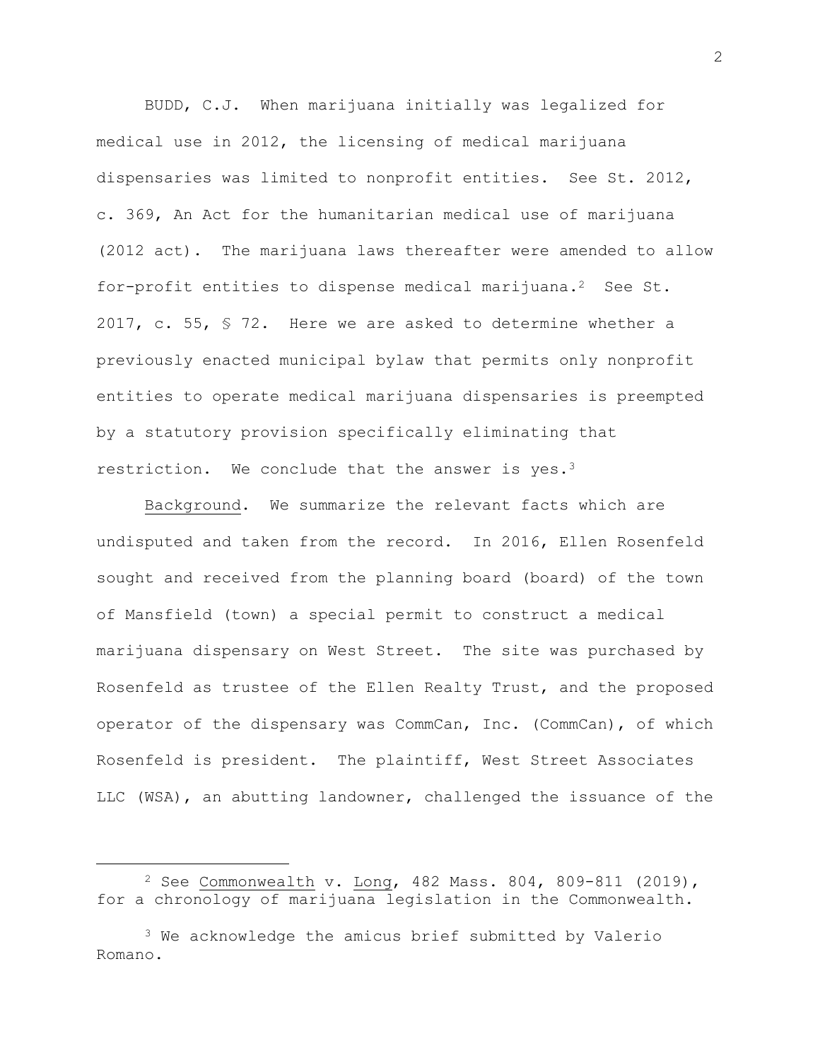BUDD, C.J. When marijuana initially was legalized for medical use in 2012, the licensing of medical marijuana dispensaries was limited to nonprofit entities. See St. 2012, c. 369, An Act for the humanitarian medical use of marijuana (2012 act). The marijuana laws thereafter were amended to allow for-profit entities to dispense medical marijuana.[2] See St. 2017, c. 55, § 72. Here we are asked to determine whether a previously enacted municipal bylaw that permits only nonprofit entities to operate medical marijuana dispensaries is preempted by a statutory provision specifically eliminating that restriction. We conclude that the answer is yes.[3]

Background. We summarize the relevant facts which are undisputed and taken from the record. In 2016, Ellen Rosenfeld sought and received from the planning board (board) of the town of Mansfield (town) a special permit to construct a medical marijuana dispensary on West Street. The site was purchased by Rosenfeld as trustee of the Ellen Realty Trust, and the proposed operator of the dispensary was CommCan, Inc. (CommCan), of which Rosenfeld is president. The plaintiff, West Street Associates LLC (WSA), an abutting landowner, challenged the issuance of the

---

[2] See Commonwealth v. Long, 482 Mass. 804, 809-811 (2019), for a chronology of marijuana legislation in the Commonwealth.

[3] We acknowledge the amicus brief submitted by Valerio Romano.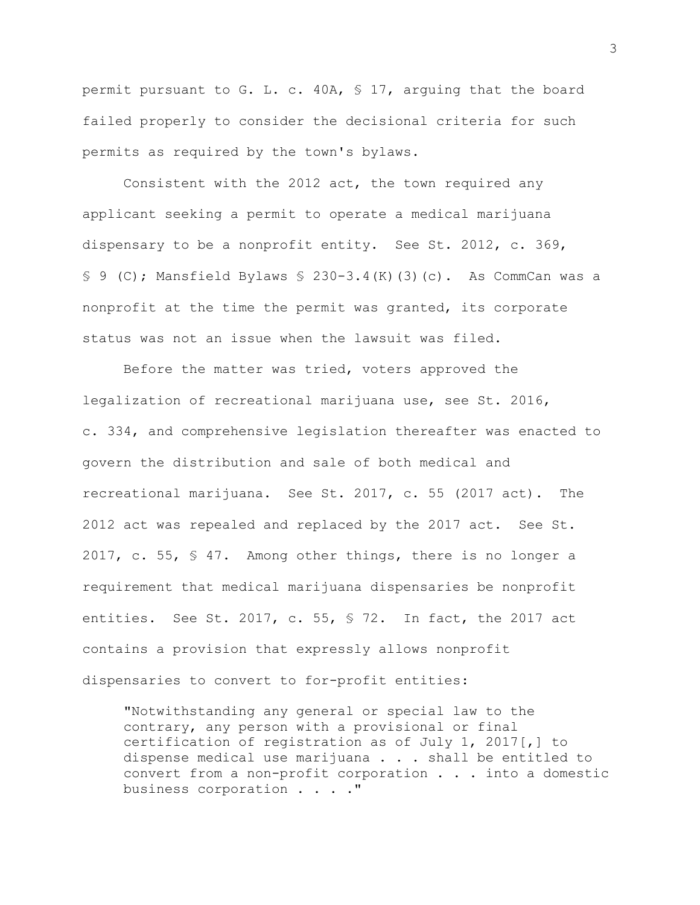permit pursuant to G. L. c. 40A, § 17, arguing that the board failed properly to consider the decisional criteria for such permits as required by the town's bylaws.

Consistent with the 2012 act, the town required any applicant seeking a permit to operate a medical marijuana dispensary to be a nonprofit entity. See St. 2012, c. 369, § 9 (C); Mansfield Bylaws § 230-3.4(K)(3)(c). As CommCan was a nonprofit at the time the permit was granted, its corporate status was not an issue when the lawsuit was filed.

Before the matter was tried, voters approved the legalization of recreational marijuana use, see St. 2016, c. 334, and comprehensive legislation thereafter was enacted to govern the distribution and sale of both medical and recreational marijuana. See St. 2017, c. 55 (2017 act). The 2012 act was repealed and replaced by the 2017 act. See St. 2017, c. 55, § 47. Among other things, there is no longer a requirement that medical marijuana dispensaries be nonprofit entities. See St. 2017, c. 55, § 72. In fact, the 2017 act contains a provision that expressly allows nonprofit dispensaries to convert to for-profit entities:

> "Notwithstanding any general or special law to the contrary, any person with a provisional or final certification of registration as of July 1, 2017[,] to dispense medical use marijuana . . . shall be entitled to convert from a non-profit corporation . . . into a domestic business corporation . . . ."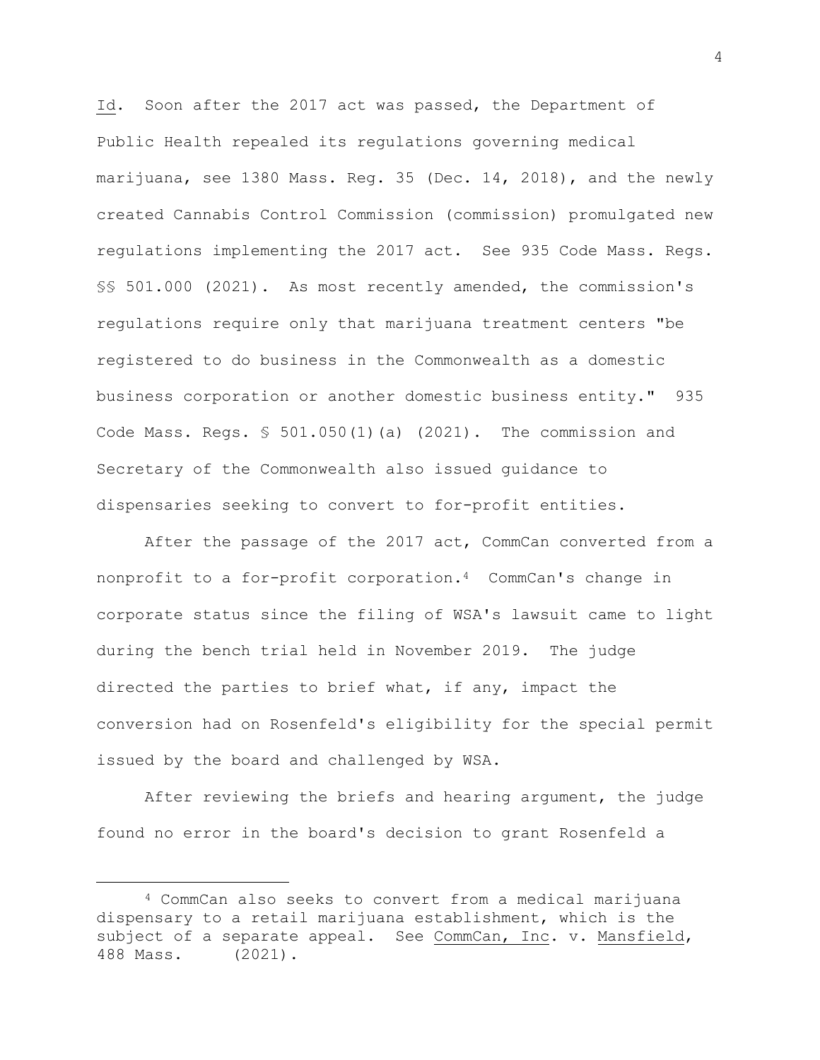Id. Soon after the 2017 act was passed, the Department of Public Health repealed its regulations governing medical marijuana, see 1380 Mass. Reg. 35 (Dec. 14, 2018), and the newly created Cannabis Control Commission (commission) promulgated new regulations implementing the 2017 act. See 935 Code Mass. Regs. §§ 501.000 (2021). As most recently amended, the commission's regulations require only that marijuana treatment centers "be registered to do business in the Commonwealth as a domestic business corporation or another domestic business entity." 935 Code Mass. Regs. § 501.050(1)(a) (2021). The commission and Secretary of the Commonwealth also issued guidance to dispensaries seeking to convert to for-profit entities.

After the passage of the 2017 act, CommCan converted from a nonprofit to a for-profit corporation.[4] CommCan's change in corporate status since the filing of WSA's lawsuit came to light during the bench trial held in November 2019. The judge directed the parties to brief what, if any, impact the conversion had on Rosenfeld's eligibility for the special permit issued by the board and challenged by WSA.

After reviewing the briefs and hearing argument, the judge found no error in the board's decision to grant Rosenfeld a

---

[4] CommCan also seeks to convert from a medical marijuana dispensary to a retail marijuana establishment, which is the subject of a separate appeal. See CommCan, Inc. v. Mansfield, 488 Mass. (2021).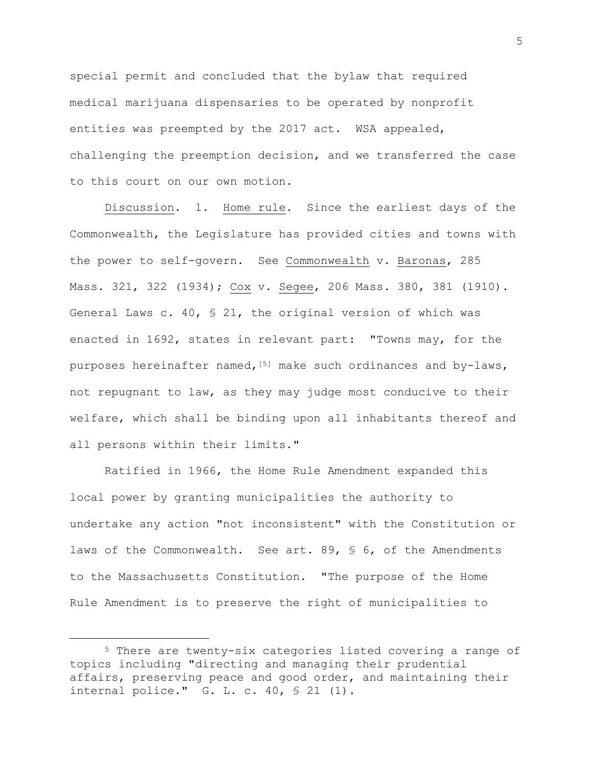special permit and concluded that the bylaw that required medical marijuana dispensaries to be operated by nonprofit entities was preempted by the 2017 act. WSA appealed, challenging the preemption decision, and we transferred the case to this court on our own motion.

Discussion. 1. Home rule. Since the earliest days of the Commonwealth, the Legislature has provided cities and towns with the power to self-govern. See Commonwealth v. Baronas, 285 Mass. 321, 322 (1934); Cox v. Segee, 206 Mass. 380, 381 (1910). General Laws c. 40, § 21, the original version of which was enacted in 1692, states in relevant part: "Towns may, for the purposes hereinafter named,[5] make such ordinances and by-laws, not repugnant to law, as they may judge most conducive to their welfare, which shall be binding upon all inhabitants thereof and all persons within their limits."

Ratified in 1966, the Home Rule Amendment expanded this local power by granting municipalities the authority to undertake any action "not inconsistent" with the Constitution or laws of the Commonwealth. See art. 89, § 6, of the Amendments to the Massachusetts Constitution. "The purpose of the Home Rule Amendment is to preserve the right of municipalities to

---

[5] There are twenty-six categories listed covering a range of topics including "directing and managing their prudential affairs, preserving peace and good order, and maintaining their internal police." G. L. c. 40, § 21 (1).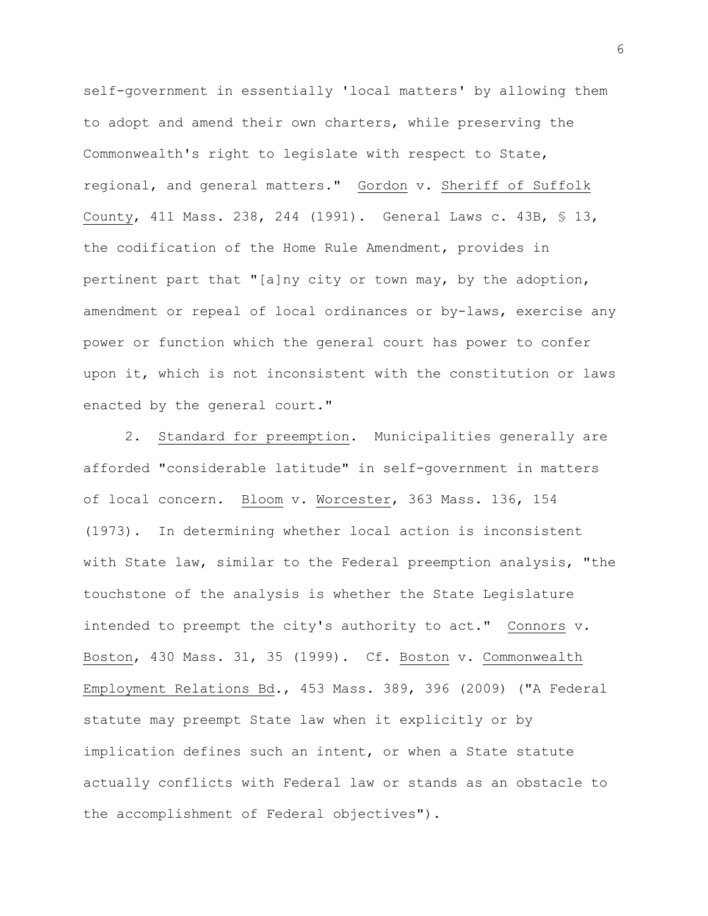self-government in essentially 'local matters' by allowing them to adopt and amend their own charters, while preserving the Commonwealth's right to legislate with respect to State, regional, and general matters." Gordon v. Sheriff of Suffolk County, 411 Mass. 238, 244 (1991). General Laws c. 43B, § 13, the codification of the Home Rule Amendment, provides in pertinent part that "[a]ny city or town may, by the adoption, amendment or repeal of local ordinances or by-laws, exercise any power or function which the general court has power to confer upon it, which is not inconsistent with the constitution or laws enacted by the general court."

2. Standard for preemption. Municipalities generally are afforded "considerable latitude" in self-government in matters of local concern. Bloom v. Worcester, 363 Mass. 136, 154 (1973). In determining whether local action is inconsistent with State law, similar to the Federal preemption analysis, "the touchstone of the analysis is whether the State Legislature intended to preempt the city's authority to act." Connors v. Boston, 430 Mass. 31, 35 (1999). Cf. Boston v. Commonwealth Employment Relations Bd., 453 Mass. 389, 396 (2009) ("A Federal statute may preempt State law when it explicitly or by implication defines such an intent, or when a State statute actually conflicts with Federal law or stands as an obstacle to the accomplishment of Federal objectives").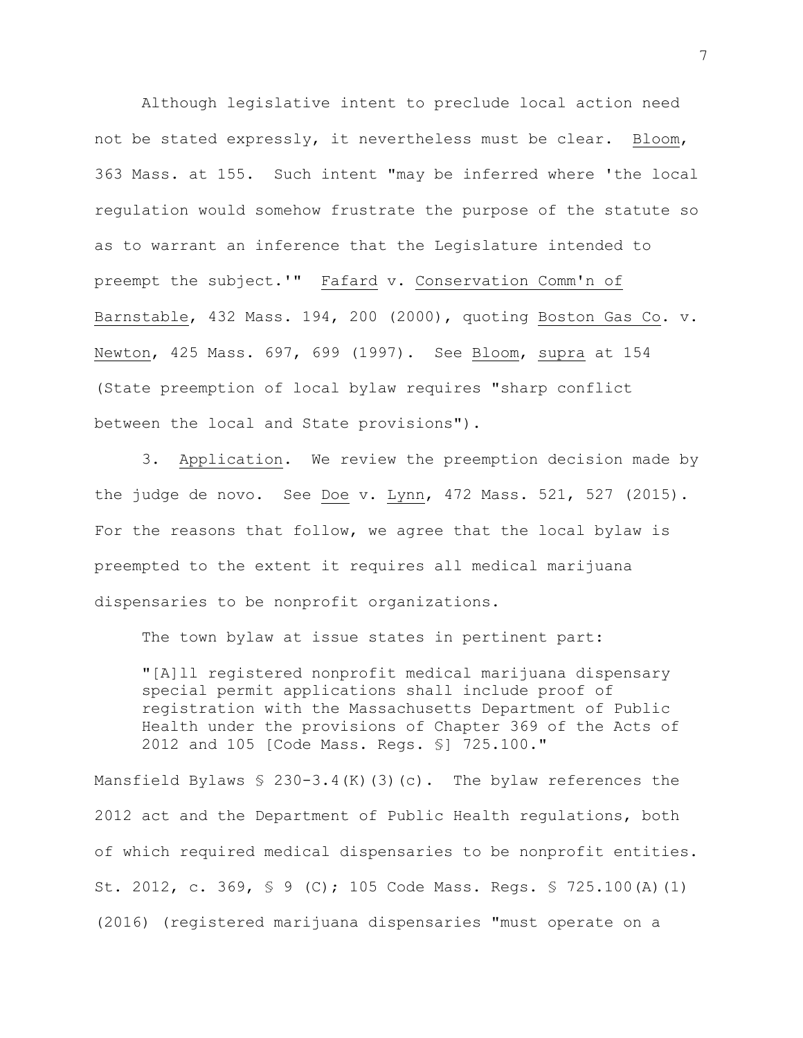Although legislative intent to preclude local action need not be stated expressly, it nevertheless must be clear. Bloom, 363 Mass. at 155. Such intent "may be inferred where 'the local regulation would somehow frustrate the purpose of the statute so as to warrant an inference that the Legislature intended to preempt the subject.'" Fafard v. Conservation Comm'n of Barnstable, 432 Mass. 194, 200 (2000), quoting Boston Gas Co. v. Newton, 425 Mass. 697, 699 (1997). See Bloom, supra at 154 (State preemption of local bylaw requires "sharp conflict between the local and State provisions").

3. Application. We review the preemption decision made by the judge de novo. See Doe v. Lynn, 472 Mass. 521, 527 (2015). For the reasons that follow, we agree that the local bylaw is preempted to the extent it requires all medical marijuana dispensaries to be nonprofit organizations.

The town bylaw at issue states in pertinent part:

> "[A]ll registered nonprofit medical marijuana dispensary special permit applications shall include proof of registration with the Massachusetts Department of Public Health under the provisions of Chapter 369 of the Acts of 2012 and 105 [Code Mass. Regs. §] 725.100."

Mansfield Bylaws § 230-3.4(K)(3)(c). The bylaw references the 2012 act and the Department of Public Health regulations, both of which required medical dispensaries to be nonprofit entities. St. 2012, c. 369, § 9 (C); 105 Code Mass. Regs. § 725.100(A)(1) (2016) (registered marijuana dispensaries "must operate on a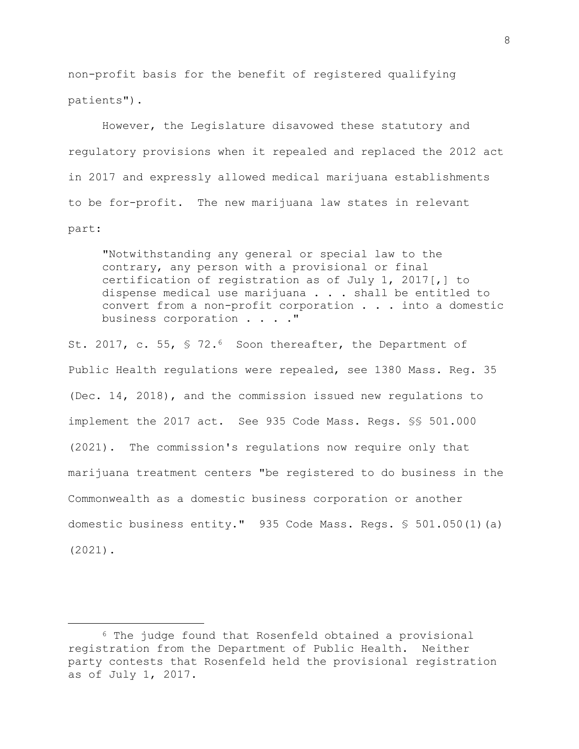non-profit basis for the benefit of registered qualifying patients").

However, the Legislature disavowed these statutory and regulatory provisions when it repealed and replaced the 2012 act in 2017 and expressly allowed medical marijuana establishments to be for-profit. The new marijuana law states in relevant part:

> "Notwithstanding any general or special law to the contrary, any person with a provisional or final certification of registration as of July 1, 2017[,] to dispense medical use marijuana . . . shall be entitled to convert from a non-profit corporation . . . into a domestic business corporation . . . ."

St. 2017, c. 55, § 72.[6] Soon thereafter, the Department of Public Health regulations were repealed, see 1380 Mass. Reg. 35 (Dec. 14, 2018), and the commission issued new regulations to implement the 2017 act. See 935 Code Mass. Regs. §§ 501.000 (2021). The commission's regulations now require only that marijuana treatment centers "be registered to do business in the Commonwealth as a domestic business corporation or another domestic business entity." 935 Code Mass. Regs. § 501.050(1)(a) (2021).

---

[6] The judge found that Rosenfeld obtained a provisional registration from the Department of Public Health. Neither party contests that Rosenfeld held the provisional registration as of July 1, 2017.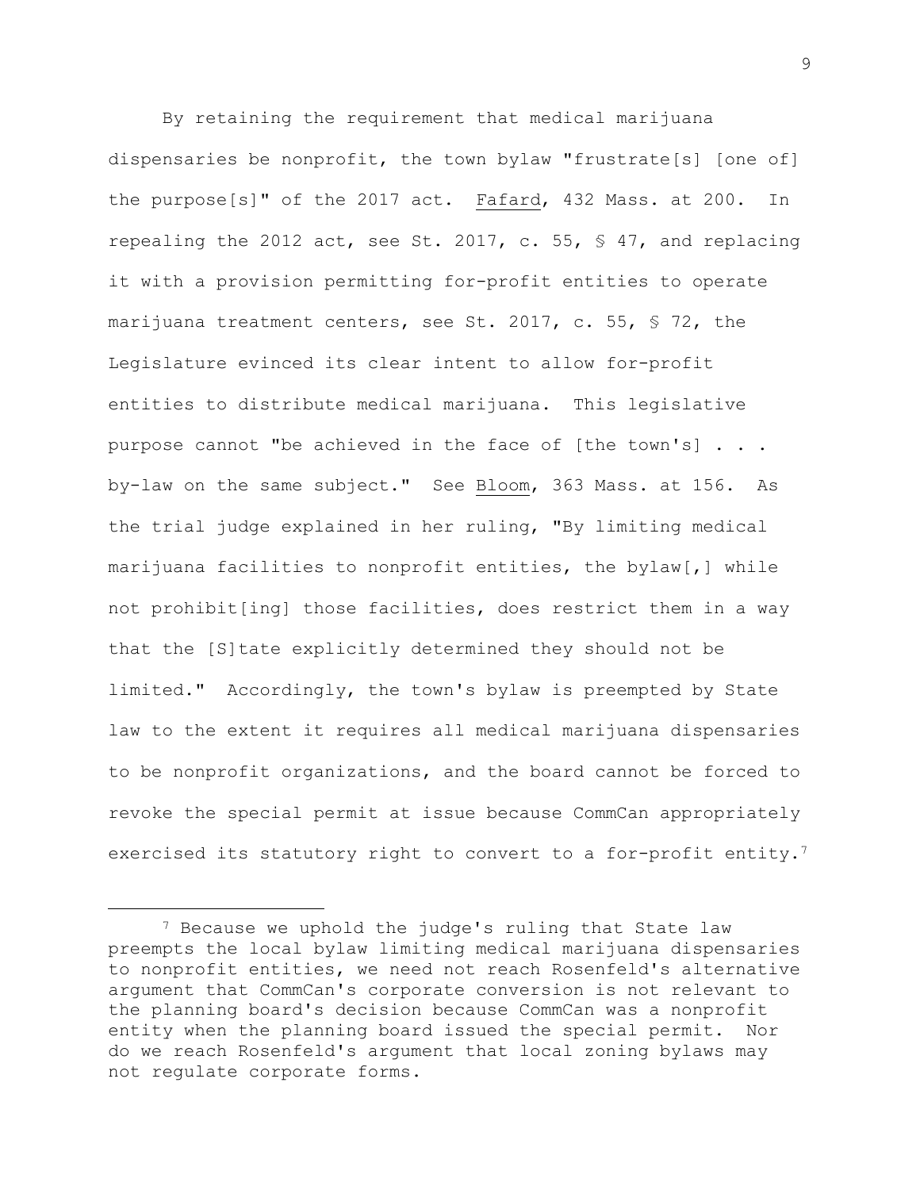By retaining the requirement that medical marijuana dispensaries be nonprofit, the town bylaw "frustrate[s] [one of] the purpose[s]" of the 2017 act. Fafard, 432 Mass. at 200. In repealing the 2012 act, see St. 2017, c. 55, § 47, and replacing it with a provision permitting for-profit entities to operate marijuana treatment centers, see St. 2017, c. 55, § 72, the Legislature evinced its clear intent to allow for-profit entities to distribute medical marijuana. This legislative purpose cannot "be achieved in the face of [the town's] . . . by-law on the same subject." See Bloom, 363 Mass. at 156. As the trial judge explained in her ruling, "By limiting medical marijuana facilities to nonprofit entities, the bylaw[,] while not prohibit[ing] those facilities, does restrict them in a way that the [S]tate explicitly determined they should not be limited." Accordingly, the town's bylaw is preempted by State law to the extent it requires all medical marijuana dispensaries to be nonprofit organizations, and the board cannot be forced to revoke the special permit at issue because CommCan appropriately exercised its statutory right to convert to a for-profit entity.[7]

[7] Because we uphold the judge's ruling that State law preempts the local bylaw limiting medical marijuana dispensaries to nonprofit entities, we need not reach Rosenfeld's alternative argument that CommCan's corporate conversion is not relevant to the planning board's decision because CommCan was a nonprofit entity when the planning board issued the special permit. Nor do we reach Rosenfeld's argument that local zoning bylaws may not regulate corporate forms.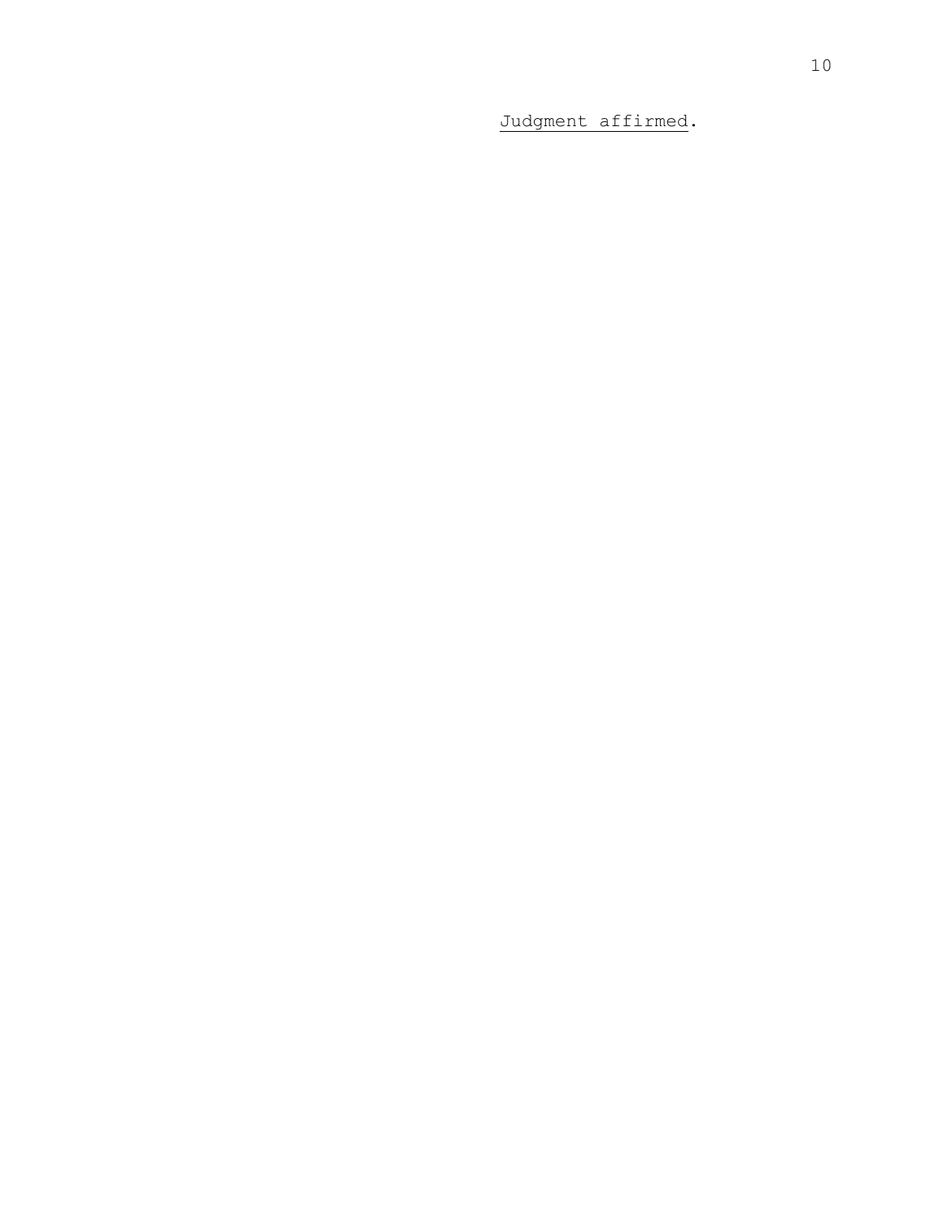<u>Judgment affirmed</u>.